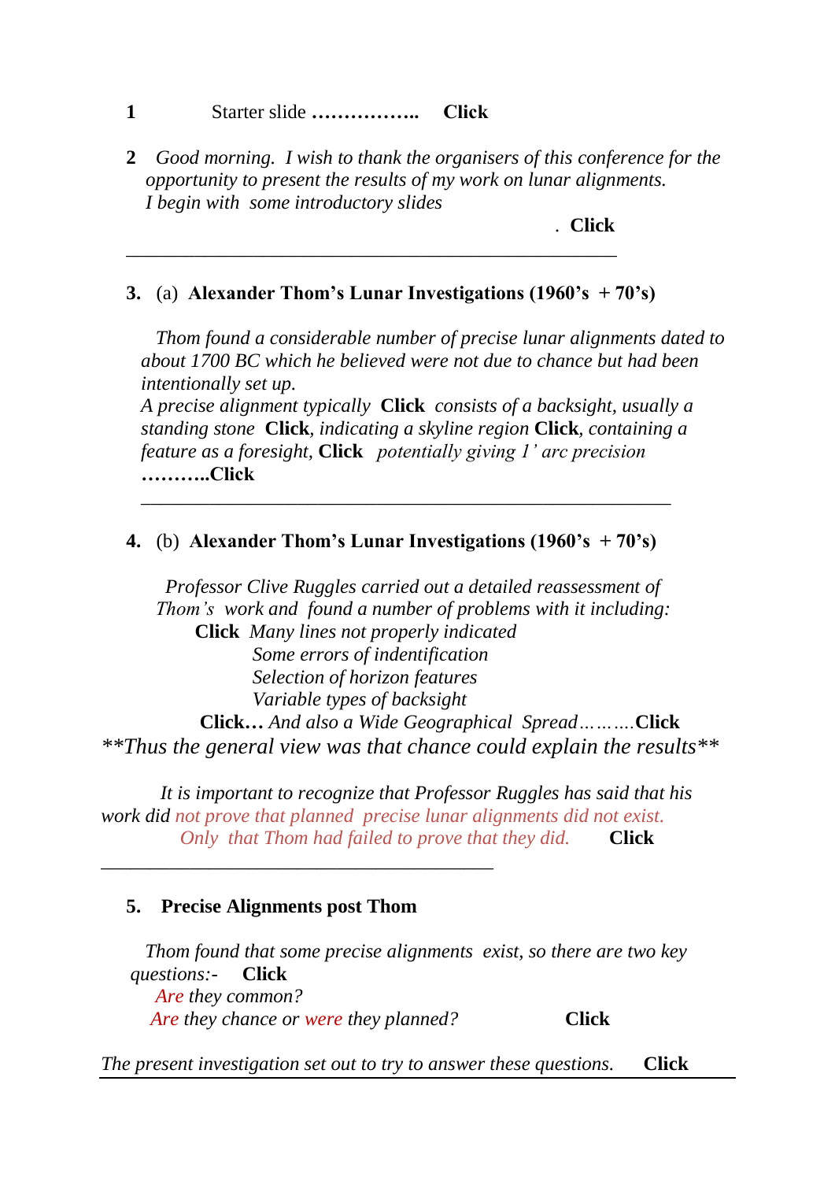**1** Starter slide …………….. **Click**

**2** *Good morning. I wish to thank the organisers of this conference for the opportunity to present the results of my work on lunar alignments. I begin with some introductory slides*

. **Click**

---

**3.** (a) **Alexander Thom's Lunar Investigations (1960's + 70's)**

*Thom found a considerable number of precise lunar alignments dated to about 1700 BC which he believed were not due to chance but had been intentionally set up.*
*A precise alignment typically* **Click** *consists of a backsight, usually a standing stone* **Click***, indicating a skyline region* **Click***, containing a feature as a foresight,* **Click** *potentially giving 1' arc precision*
**………..Click**

---

**4.** (b) **Alexander Thom's Lunar Investigations (1960's + 70's)**

*Professor Clive Ruggles carried out a detailed reassessment of Thom's work and found a number of problems with it including:*

**Click** *Many lines not properly indicated*
*Some errors of indentification*
*Selection of horizon features*
*Variable types of backsight*

**Click…** *And also a Wide Geographical Spread……….***Click**

*\*\*Thus the general view was that chance could explain the results\*\**

*It is important to recognize that Professor Ruggles has said that his work did not prove that planned precise lunar alignments did not exist. Only that Thom had failed to prove that they did.* **Click**

---

**5. Precise Alignments post Thom**

*Thom found that some precise alignments exist, so there are two key questions:-* **Click**
*Are they common?*
*Are they chance or were they planned?* **Click**

*The present investigation set out to try to answer these questions.* **Click**

---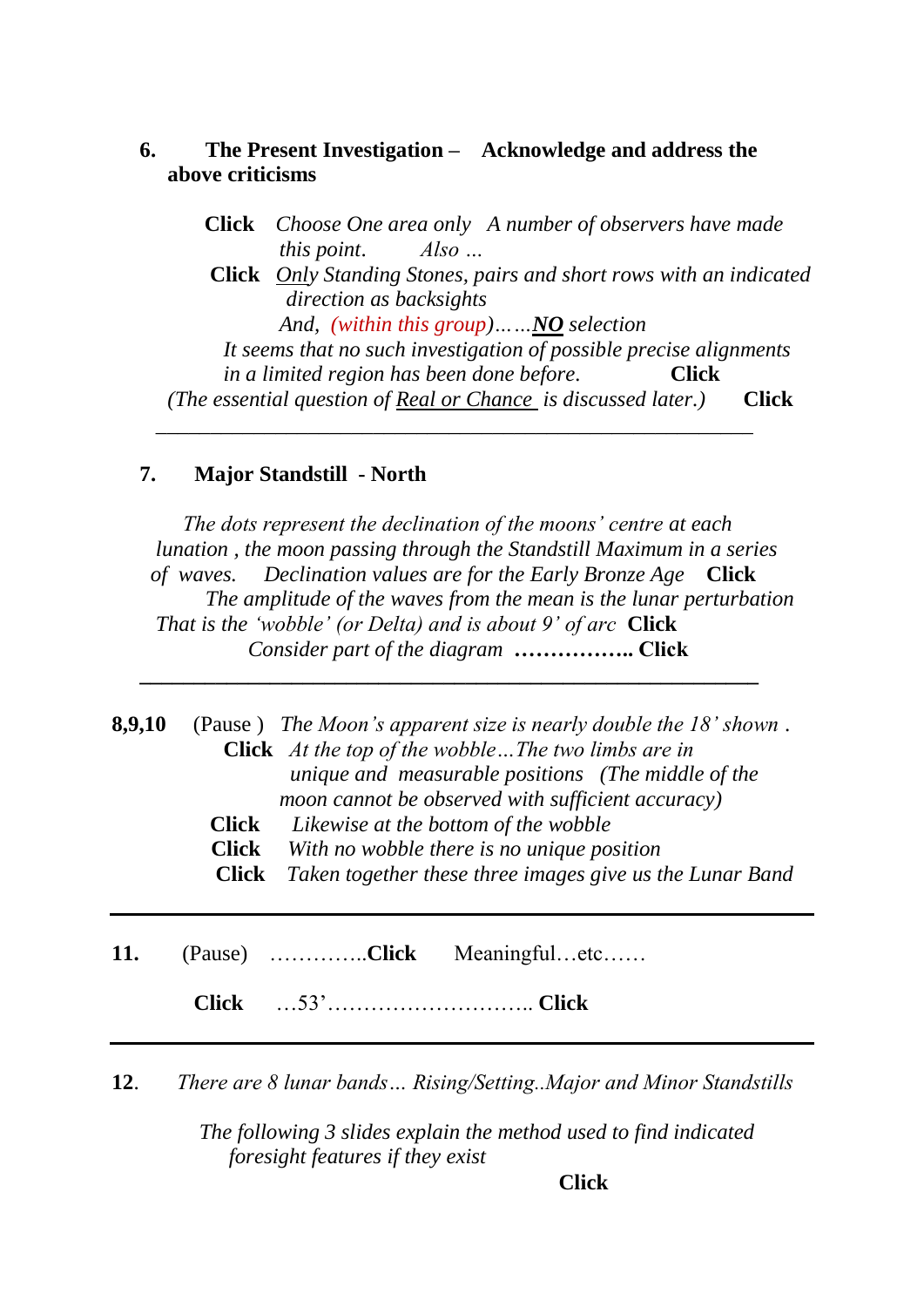**6. The Present Investigation – Acknowledge and address the above criticisms**

**Click** *Choose One area only A number of observers have made this point. Also …*

**Click** *<u>Only</u> Standing Stones, pairs and short rows with an indicated direction as backsights*

*And, (within this group)……**<u>NO</u>** selection*

*It seems that no such investigation of possible precise alignments in a limited region has been done before.* **Click**

*(The essential question of <u>Real or Chance</u> is discussed later.)* **Click**

---

**7. Major Standstill - North**

*The dots represent the declination of the moons' centre at each lunation , the moon passing through the Standstill Maximum in a series of waves. Declination values are for the Early Bronze Age* **Click**

*The amplitude of the waves from the mean is the lunar perturbation That is the 'wobble' (or Delta) and is about 9' of arc* **Click**

*Consider part of the diagram* **…………….. Click**

---

**8,9,10** (Pause ) *The Moon's apparent size is nearly double the 18' shown .*

**Click** *At the top of the wobble…The two limbs are in unique and measurable positions (The middle of the moon cannot be observed with sufficient accuracy)*

**Click** *Likewise at the bottom of the wobble*

**Click** *With no wobble there is no unique position*

**Click** *Taken together these three images give us the Lunar Band*

---

**11.** (Pause) …………..**Click** Meaningful…etc……

**Click** …53'……………………….. **Click**

---

**12.** *There are 8 lunar bands… Rising/Setting..Major and Minor Standstills*

*The following 3 slides explain the method used to find indicated foresight features if they exist*

**Click**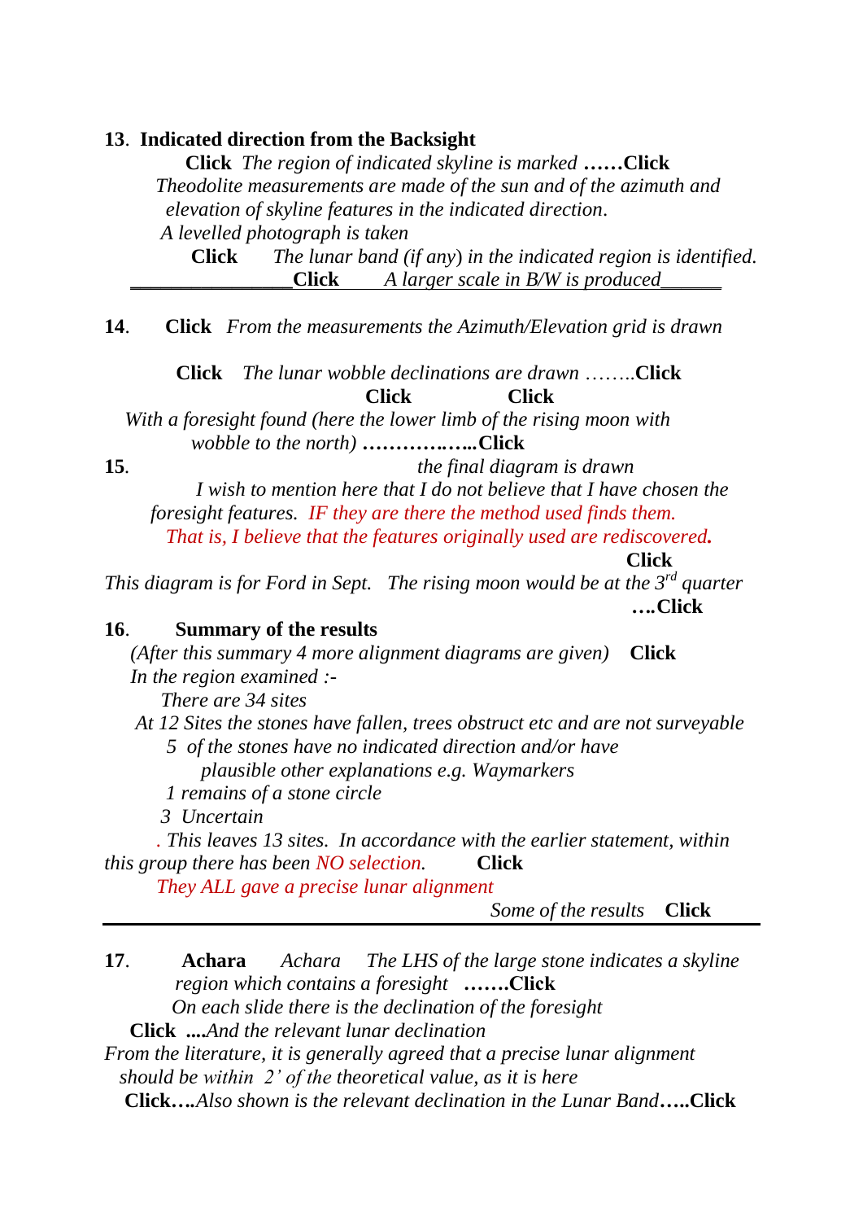**13**. **Indicated direction from the Backsight**

**Click** *The region of indicated skyline is marked* **……Click**

*Theodolite measurements are made of the sun and of the azimuth and elevation of skyline features in the indicated direction.*

*A levelled photograph is taken*

**Click** *The lunar band (if any) in the indicated region is identified.*

**Click** *A larger scale in B/W is produced*

---

**14**. **Click** *From the measurements the Azimuth/Elevation grid is drawn*

**Click** *The lunar wobble declinations are drawn ……..***Click**

**Click** **Click**

*With a foresight found (here the lower limb of the rising moon with wobble to the north)* **……….…..Click**

**15**. *the final diagram is drawn*

*I wish to mention here that I do not believe that I have chosen the foresight features. IF they are there the method used finds them. That is, I believe that the features originally used are rediscovered.*

**Click**

*This diagram is for Ford in Sept. The rising moon would be at the 3rd quarter*

**….Click**

**16**. **Summary of the results**

*(After this summary 4 more alignment diagrams are given)* **Click**

*In the region examined :-*

*There are 34 sites*

*At 12 Sites the stones have fallen, trees obstruct etc and are not surveyable*

*5 of the stones have no indicated direction and/or have plausible other explanations e.g. Waymarkers*

*1 remains of a stone circle*

*3 Uncertain*

*. This leaves 13 sites. In accordance with the earlier statement, within this group there has been NO selection.* **Click**

*They ALL gave a precise lunar alignment*

*Some of the results* **Click**

---

**17**. **Achara** *Achara The LHS of the large stone indicates a skyline region which contains a foresight* **…….Click**

*On each slide there is the declination of the foresight*

**Click ....***And the relevant lunar declination*

*From the literature, it is generally agreed that a precise lunar alignment should be within 2' of the theoretical value, as it is here*

**Click….***Also shown is the relevant declination in the Lunar Band***…..Click**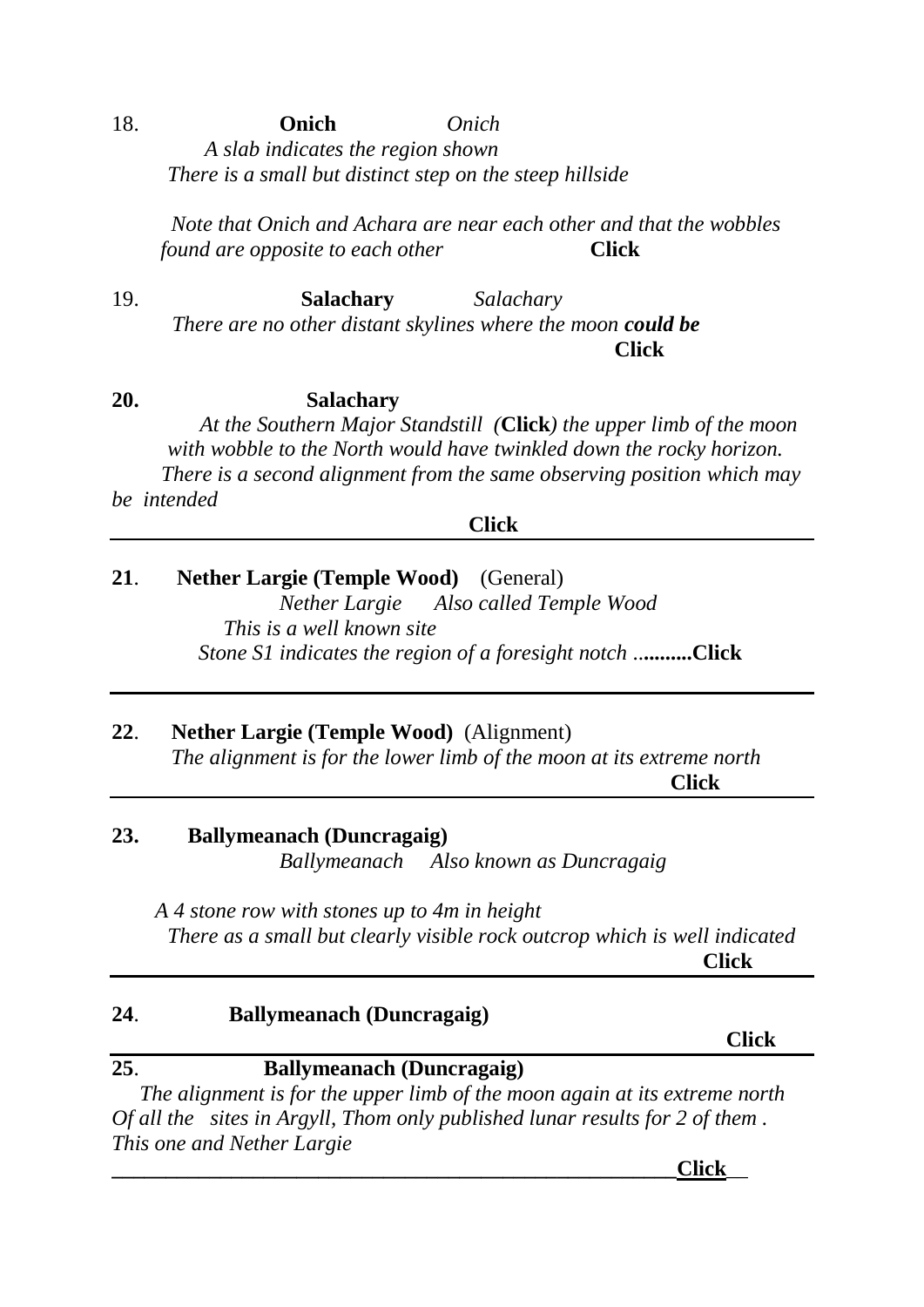18. **Onich** *Onich*

*A slab indicates the region shown*

*There is a small but distinct step on the steep hillside*

*Note that Onich and Achara are near each other and that the wobbles found are opposite to each other* **Click**

19. **Salachary** *Salachary*

*There are no other distant skylines where the moon* ***could be***

**Click**

**20.** **Salachary**

*At the Southern Major Standstill (***Click***) the upper limb of the moon with wobble to the North would have twinkled down the rocky horizon.*

*There is a second alignment from the same observing position which may be intended*

**Click**

---

**21**. **Nether Largie (Temple Wood)** (General)

*Nether Largie Also called Temple Wood*

*This is a well known site*

*Stone S1 indicates the region of a foresight notch ..*.........**Click**

---

**22**. **Nether Largie (Temple Wood)** (Alignment)

*The alignment is for the lower limb of the moon at its extreme north*

**Click**

---

**23.** **Ballymeanach (Duncragaig)**

*Ballymeanach Also known as Duncragaig*

*A 4 stone row with stones up to 4m in height*

*There as a small but clearly visible rock outcrop which is well indicated*

**Click**

---

**24**. **Ballymeanach (Duncragaig)**

**Click**

---

**25**. **Ballymeanach (Duncragaig)**

*The alignment is for the upper limb of the moon again at its extreme north Of all the sites in Argyll, Thom only published lunar results for 2 of them . This one and Nether Largie*

**Click**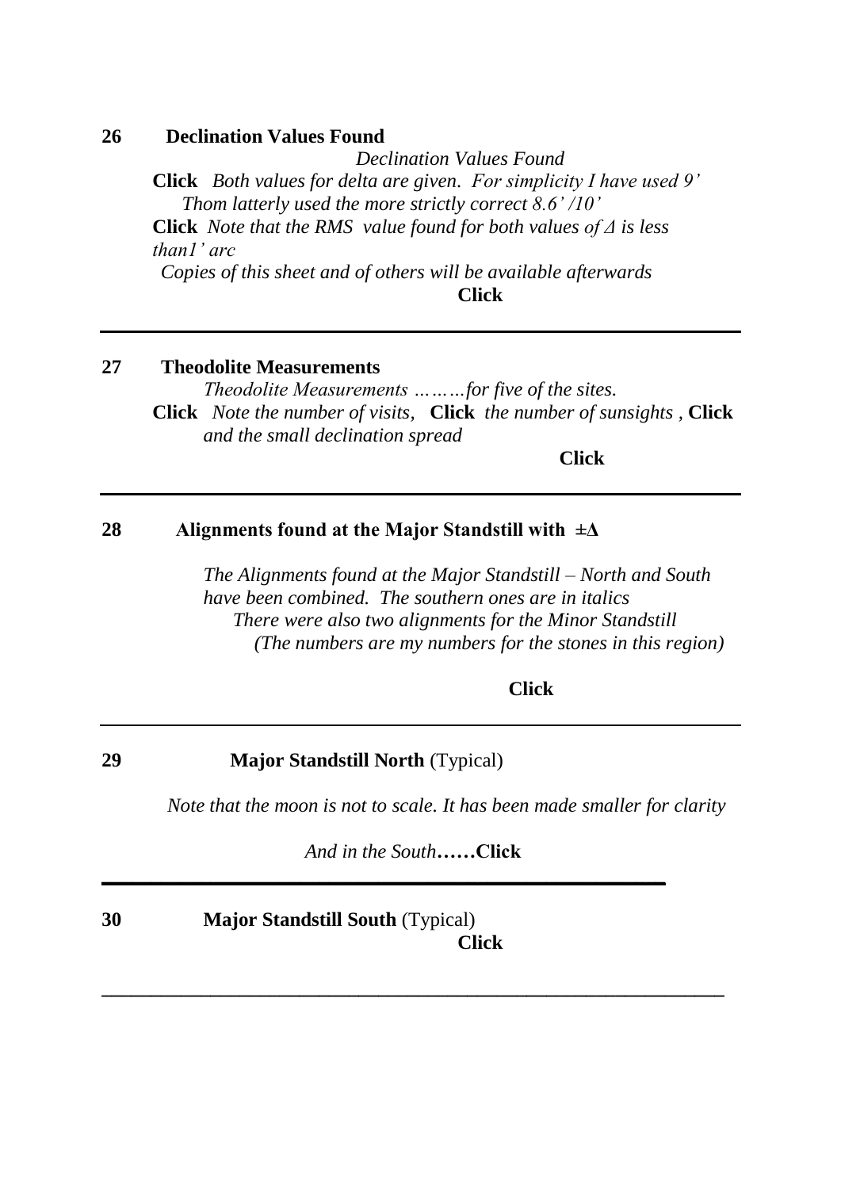**26 Declination Values Found**

*Declination Values Found*

**Click** *Both values for delta are given. For simplicity I have used 9'*
*Thom latterly used the more strictly correct 8.6' /10'*

**Click** *Note that the RMS value found for both values of Δ is less than1' arc*

*Copies of this sheet and of others will be available afterwards*

**Click**

---

**27 Theodolite Measurements**

*Theodolite Measurements ………for five of the sites.*

**Click** *Note the number of visits,* **Click** *the number of sunsights ,* **Click** *and the small declination spread*

**Click**

---

**28 Alignments found at the Major Standstill with ±Δ**

*The Alignments found at the Major Standstill – North and South have been combined. The southern ones are in italics*
*There were also two alignments for the Minor Standstill*
*(The numbers are my numbers for the stones in this region)*

**Click**

---

**29 Major Standstill North** (Typical)

*Note that the moon is not to scale. It has been made smaller for clarity*

*And in the South……***Click**

---

**30 Major Standstill South** (Typical)

**Click**

---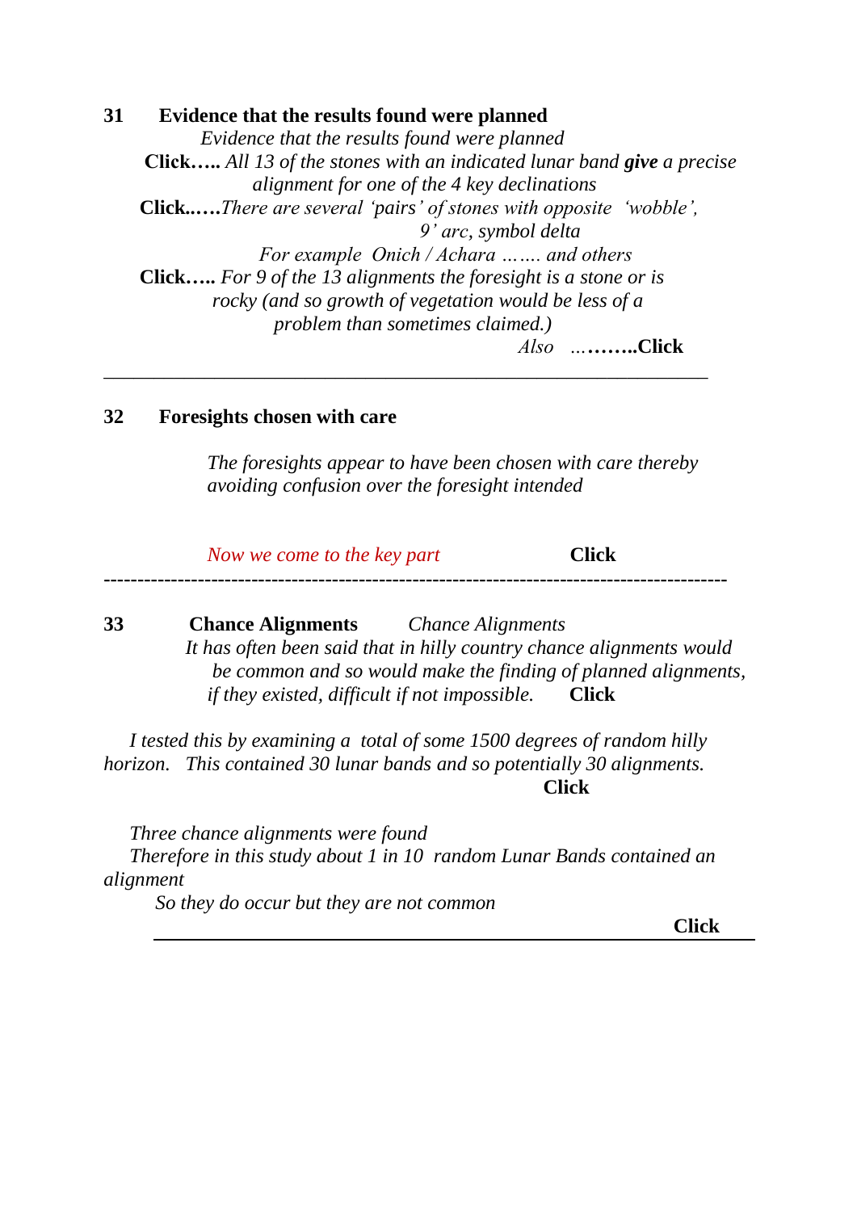**31 Evidence that the results found were planned**

*Evidence that the results found were planned*

**Click…..** *All 13 of the stones with an indicated lunar band* ***give*** *a precise alignment for one of the 4 key declinations*

**Click..….***There are several 'pairs' of stones with opposite 'wobble', 9' arc, symbol delta*

*For example Onich / Achara ……. and others*

**Click…..** *For 9 of the 13 alignments the foresight is a stone or is rocky (and so growth of vegetation would be less of a problem than sometimes claimed.)*

*Also* *…***……..Click**

---

**32 Foresights chosen with care**

*The foresights appear to have been chosen with care thereby avoiding confusion over the foresight intended*

*Now we come to the key part* **Click**

---

**33 Chance Alignments** *Chance Alignments*

*It has often been said that in hilly country chance alignments would be common and so would make the finding of planned alignments, if they existed, difficult if not impossible.* **Click**

*I tested this by examining a total of some 1500 degrees of random hilly horizon. This contained 30 lunar bands and so potentially 30 alignments.*

**Click**

*Three chance alignments were found*

*Therefore in this study about 1 in 10 random Lunar Bands contained an alignment*

*So they do occur but they are not common*

**Click**

---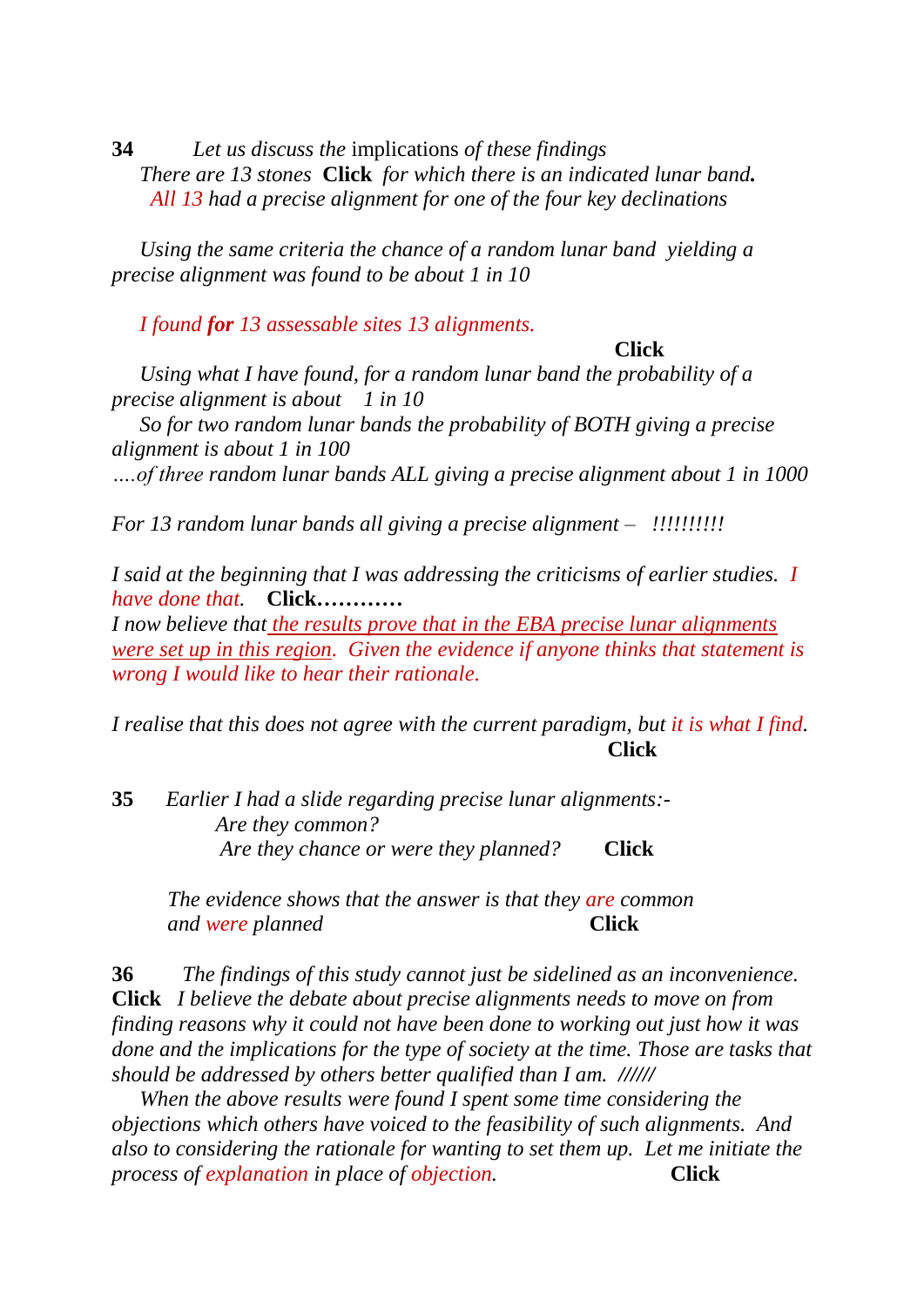**34** *Let us discuss the* implications *of these findings*

*There are 13 stones* **Click** *for which there is an indicated lunar band.*
*All 13 had a precise alignment for one of the four key declinations*

*Using the same criteria the chance of a random lunar band yielding a precise alignment was found to be about 1 in 10*

*I found **for** 13 assessable sites 13 alignments.*

**Click**

*Using what I have found, for a random lunar band the probability of a precise alignment is about 1 in 10*

*So for two random lunar bands the probability of BOTH giving a precise alignment is about 1 in 100*

*….of three* random lunar bands ALL giving a precise alignment about 1 in 1000

*For 13 random lunar bands all giving a precise alignment – !!!!!!!!!!*

*I said at the beginning that I was addressing the criticisms of earlier studies. I have done that.* **Click…………**

*I now believe that <u>the results prove that in the EBA precise lunar alignments were set up in this region</u>. Given the evidence if anyone thinks that statement is wrong I would like to hear their rationale.*

*I realise that this does not agree with the current paradigm, but it is what I find.*

**Click**

**35** *Earlier I had a slide regarding precise lunar alignments:-*

*Are they common?*

*Are they chance or were they planned?* **Click**

*The evidence shows that the answer is that they are common and were planned* **Click**

**36** *The findings of this study cannot just be sidelined as an inconvenience.* **Click** *I believe the debate about precise alignments needs to move on from finding reasons why it could not have been done to working out just how it was done and the implications for the type of society at the time. Those are tasks that should be addressed by others better qualified than I am. //////*

*When the above results were found I spent some time considering the objections which others have voiced to the feasibility of such alignments. And also to considering the rationale for wanting to set them up. Let me initiate the process of explanation in place of objection.* **Click**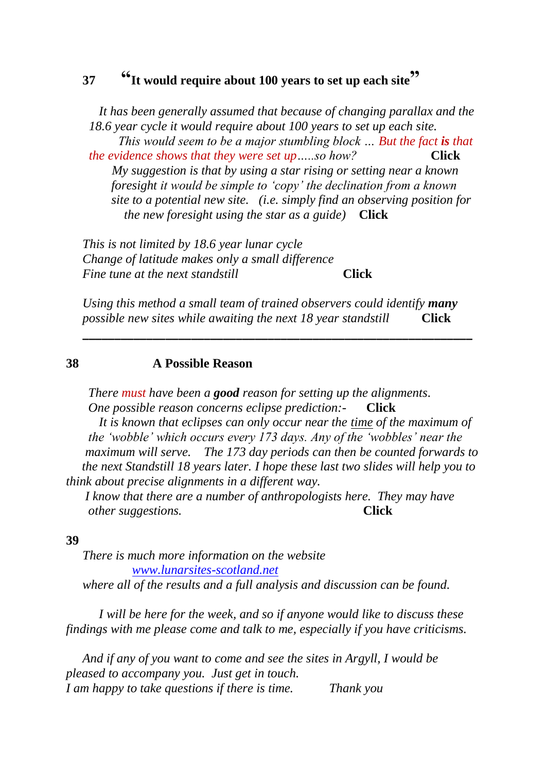## 37 "It would require about 100 years to set up each site"

*It has generally assumed that because of changing parallax and the 18.6 year cycle it would require about 100 years to set up each site.*

*This would seem to be a major stumbling block … But the fact* ***is*** *that the evidence shows that they were set up…..so how?* **Click**

*My suggestion is that by using a star rising or setting near a known foresight it would be simple to 'copy' the declination from a known site to a potential new site. (i.e. simply find an observing position for the new foresight using the star as a guide)* **Click**

*This is not limited by 18.6 year lunar cycle*
*Change of latitude makes only a small difference*
*Fine tune at the next standstill* **Click**

*Using this method a small team of trained observers could identify* ***many*** *possible new sites while awaiting the next 18 year standstill* **Click**

---

## 38 A Possible Reason

*There must have been a* ***good*** *reason for setting up the alignments.*
*One possible reason concerns eclipse prediction:-* **Click**

*It is known that eclipses can only occur near the time of the maximum of the 'wobble' which occurs every 173 days. Any of the 'wobbles' near the maximum will serve. The 173 day periods can then be counted forwards to the next Standstill 18 years later. I hope these last two slides will help you to think about precise alignments in a different way.*

*I know that there are a number of anthropologists here. They may have other suggestions.* **Click**

## 39

*There is much more information on the website*
[www.lunarsites-scotland.net](http://www.lunarsites-scotland.net)
*where all of the results and a full analysis and discussion can be found.*

*I will be here for the week, and so if anyone would like to discuss these findings with me please come and talk to me, especially if you have criticisms.*

*And if any of you want to come and see the sites in Argyll, I would be pleased to accompany you. Just get in touch.*
*I am happy to take questions if there is time.* *Thank you*